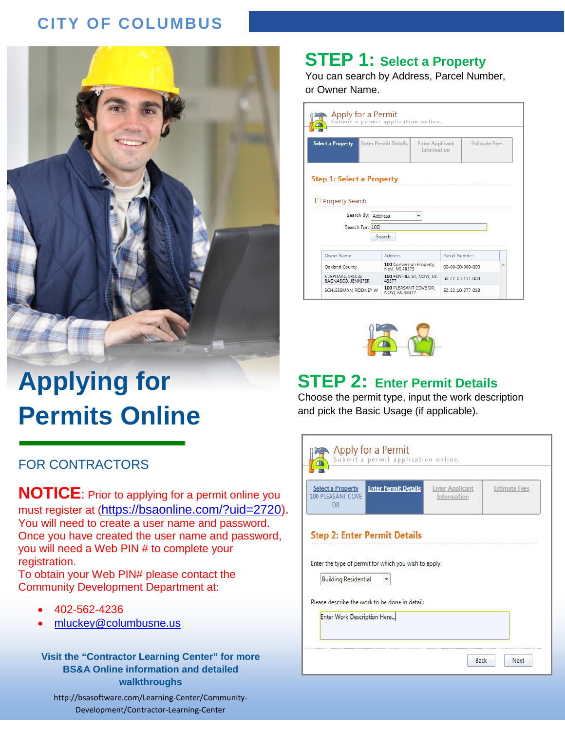CITY OF COLUMBUS

# Applying for Permits Online

FOR CONTRACTORS

**NOTICE**: Prior to applying for a permit online you must register at (https://bsaonline.com/?uid=2720). You will need to create a user name and password. Once you have created the user name and password, you will need a Web PIN # to complete your registration.
To obtain your Web PIN# please contact the Community Development Department at:

- 402-562-4236
- mluckey@columbusne.us

**Visit the "Contractor Learning Center" for more BS&A Online information and detailed walkthroughs**

http://bsasoftware.com/Learning-Center/Community-Development/Contractor-Learning-Center

## STEP 1: Select a Property

You can search by Address, Parcel Number, or Owner Name.

## STEP 2: Enter Permit Details

Choose the permit type, input the work description and pick the Basic Usage (if applicable).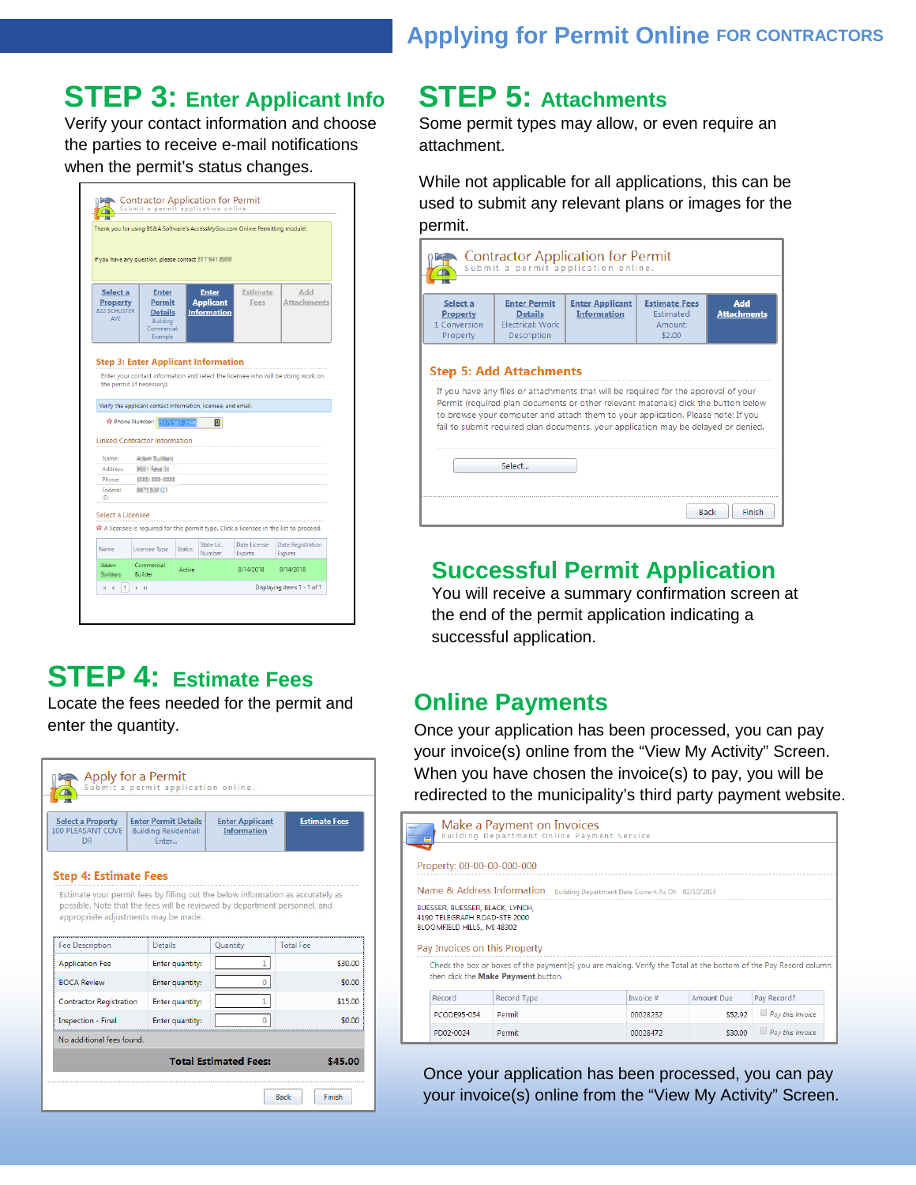# Applying for Permit Online FOR CONTRACTORS

## STEP 3: Enter Applicant Info

Verify your contact information and choose the parties to receive e-mail notifications when the permit's status changes.

Contractor Application for Permit
Submit a permit application online

Thank you for using BS&A Software's AccessMyGov.com Online Permitting module!

If you have any question, please contact

| Select a Property | Enter Permit Details | Enter Applicant Information | Estimate Fees | Add Attachments |
|---|---|---|---|---|
| 822 SCHUSTER AVE | Building Commercial: Example | | | |

Step 3: Enter Applicant Information

Enter your contact information and select the licensee who will be doing work on the permit (if necessary).

Verify the applicant contact information, licensee, and email.

Phone Number:

Linked Contractor Information

Name:
Address:
Phone:
Federal ID:

Select a Licensee

A licensee is required for this permit type. Click a licensee in the list to proceed.

| Name | Licensee Type | Status | State Lic. Number | Date License Expires | Date Registration Expires |
|---|---|---|---|---|---|
| | Commercial Builder | Active | | 8/14/2018 | 8/14/2018 |

Displaying items 1 - 1 of 1

## STEP 4: Estimate Fees

Locate the fees needed for the permit and enter the quantity.

Apply for a Permit
Submit a permit application online.

| Select a Property | Enter Permit Details | Enter Applicant Information | Estimate Fees |
|---|---|---|---|
| 100 PLEASANT COVE DR | Building Residential: Enter... | | |

Step 4: Estimate Fees

Estimate your permit fees by filling out the below information as accurately as possible. Note that the fees will be reviewed by department personnel, and appropriate adjustments may be made.

| Fee Description | Details | Quantity | Total Fee |
|---|---|---|---|
| Application Fee | Enter quantity: | 1 | $30.00 |
| BOCA Review | Enter quantity: | 0 | $0.00 |
| Contractor Registration | Enter quantity: | 1 | $15.00 |
| Inspection - Final | Enter quantity: | 0 | $0.00 |

No additional fees found.

**Total Estimated Fees: $45.00**

Back | Finish

## STEP 5: Attachments

Some permit types may allow, or even require an attachment.

While not applicable for all applications, this can be used to submit any relevant plans or images for the permit.

Contractor Application for Permit
Submit a permit application online.

| Select a Property | Enter Permit Details | Enter Applicant Information | Estimate Fees | Add Attachments |
|---|---|---|---|---|
| 1 Conversion Property | Electrical: Work Description | | Estimated Amount: $2.00 | |

Step 5: Add Attachments

If you have any files or attachments that will be required for the approval of your Permit (required plan documents or other relevant materials) click the button below to browse your computer and attach them to your application. Please note: If you fail to submit required plan documents, your application may be delayed or denied.

Select...

Back | Finish

## Successful Permit Application

You will receive a summary confirmation screen at the end of the permit application indicating a successful application.

## Online Payments

Once your application has been processed, you can pay your invoice(s) online from the "View My Activity" Screen. When you have chosen the invoice(s) to pay, you will be redirected to the municipality's third party payment website.

Make a Payment on Invoices
Building Department Online Payment Service

Property: 00-00-00-000-000

Name & Address Information — Building Department Data Current As Of: 02/10/2014

BUESSER, BUESSER, BLACK, LYNCH,
4190 TELEGRAPH ROAD-STE 2000
BLOOMFIELD HILLS,, MI 48302

Pay Invoices on this Property

Check the box or boxes of the payment(s) you are making. Verify the Total at the bottom of the Pay Record column, then click the **Make Payment** button.

| Record | Record Type | Invoice # | Amount Due | Pay Record? |
|---|---|---|---|---|
| PCODE95-054 | Permit | 00028232 | $52.92 | Pay this Invoice |
| PD02-0024 | Permit | 00028472 | $30.00 | Pay this Invoice |

Once your application has been processed, you can pay your invoice(s) online from the "View My Activity" Screen.